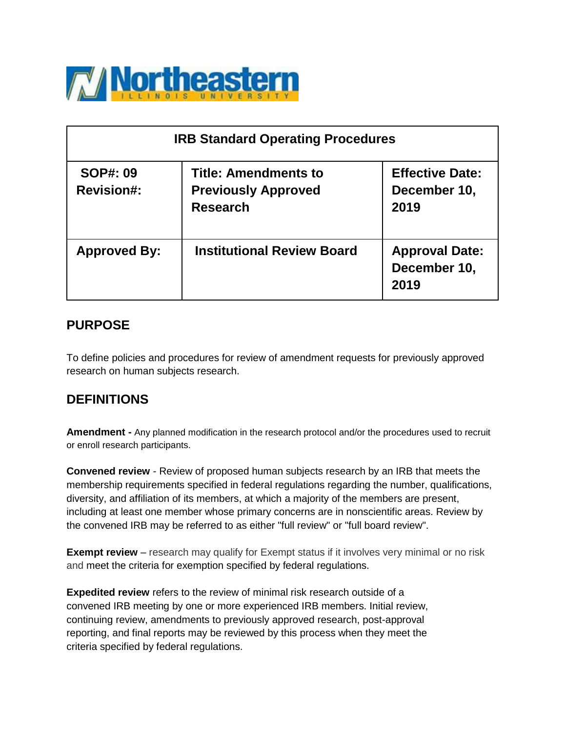| IRB Standard Operating Procedures | | |
|---|---|---|
| **SOP#: 09**<br>**Revision#:** | **Title: Amendments to Previously Approved Research** | **Effective Date: December 10, 2019** |
| **Approved By:** | **Institutional Review Board** | **Approval Date: December 10, 2019** |

## PURPOSE

To define policies and procedures for review of amendment requests for previously approved research on human subjects research.

## DEFINITIONS

**Amendment -** Any planned modification in the research protocol and/or the procedures used to recruit or enroll research participants.

**Convened review** - Review of proposed human subjects research by an IRB that meets the membership requirements specified in federal regulations regarding the number, qualifications, diversity, and affiliation of its members, at which a majority of the members are present, including at least one member whose primary concerns are in nonscientific areas. Review by the convened IRB may be referred to as either "full review" or "full board review".

**Exempt review** – research may qualify for Exempt status if it involves very minimal or no risk and meet the criteria for exemption specified by federal regulations.

**Expedited review** refers to the review of minimal risk research outside of a convened IRB meeting by one or more experienced IRB members. Initial review, continuing review, amendments to previously approved research, post-approval reporting, and final reports may be reviewed by this process when they meet the criteria specified by federal regulations.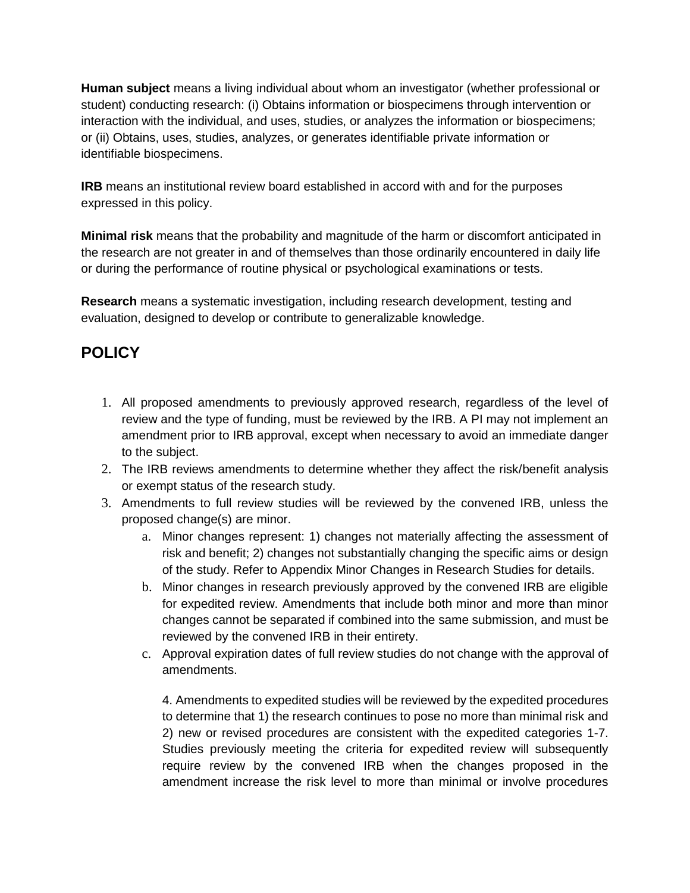**Human subject** means a living individual about whom an investigator (whether professional or student) conducting research: (i) Obtains information or biospecimens through intervention or interaction with the individual, and uses, studies, or analyzes the information or biospecimens; or (ii) Obtains, uses, studies, analyzes, or generates identifiable private information or identifiable biospecimens.

**IRB** means an institutional review board established in accord with and for the purposes expressed in this policy.

**Minimal risk** means that the probability and magnitude of the harm or discomfort anticipated in the research are not greater in and of themselves than those ordinarily encountered in daily life or during the performance of routine physical or psychological examinations or tests.

**Research** means a systematic investigation, including research development, testing and evaluation, designed to develop or contribute to generalizable knowledge.

## POLICY

1. All proposed amendments to previously approved research, regardless of the level of review and the type of funding, must be reviewed by the IRB. A PI may not implement an amendment prior to IRB approval, except when necessary to avoid an immediate danger to the subject.
2. The IRB reviews amendments to determine whether they affect the risk/benefit analysis or exempt status of the research study.
3. Amendments to full review studies will be reviewed by the convened IRB, unless the proposed change(s) are minor.
   a. Minor changes represent: 1) changes not materially affecting the assessment of risk and benefit; 2) changes not substantially changing the specific aims or design of the study. Refer to Appendix Minor Changes in Research Studies for details.
   b. Minor changes in research previously approved by the convened IRB are eligible for expedited review. Amendments that include both minor and more than minor changes cannot be separated if combined into the same submission, and must be reviewed by the convened IRB in their entirety.
   c. Approval expiration dates of full review studies do not change with the approval of amendments.

   4. Amendments to expedited studies will be reviewed by the expedited procedures to determine that 1) the research continues to pose no more than minimal risk and 2) new or revised procedures are consistent with the expedited categories 1-7. Studies previously meeting the criteria for expedited review will subsequently require review by the convened IRB when the changes proposed in the amendment increase the risk level to more than minimal or involve procedures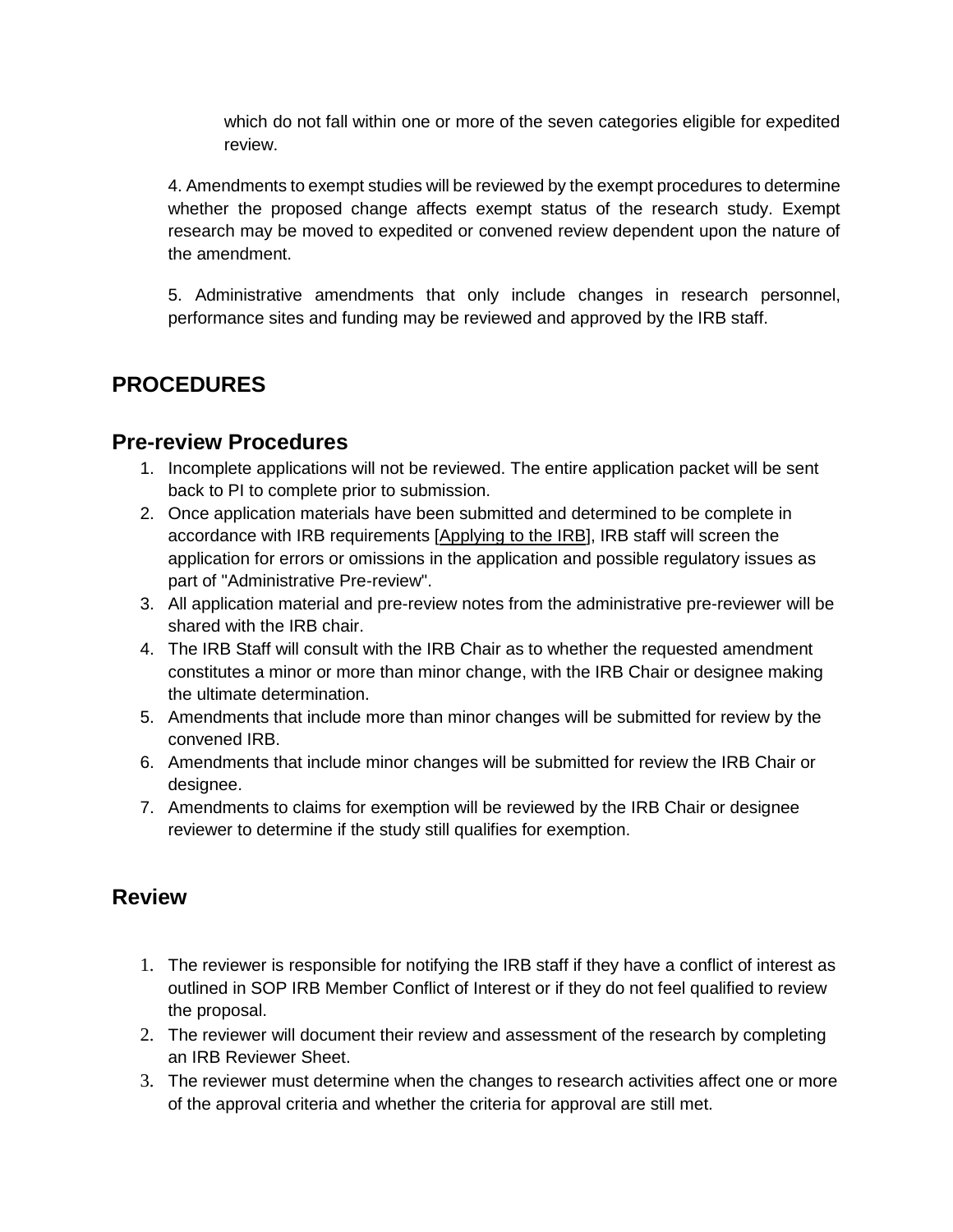which do not fall within one or more of the seven categories eligible for expedited review.

4. Amendments to exempt studies will be reviewed by the exempt procedures to determine whether the proposed change affects exempt status of the research study. Exempt research may be moved to expedited or convened review dependent upon the nature of the amendment.

5. Administrative amendments that only include changes in research personnel, performance sites and funding may be reviewed and approved by the IRB staff.

## PROCEDURES

### Pre-review Procedures

1. Incomplete applications will not be reviewed. The entire application packet will be sent back to PI to complete prior to submission.
2. Once application materials have been submitted and determined to be complete in accordance with IRB requirements [Applying to the IRB], IRB staff will screen the application for errors or omissions in the application and possible regulatory issues as part of "Administrative Pre-review".
3. All application material and pre-review notes from the administrative pre-reviewer will be shared with the IRB chair.
4. The IRB Staff will consult with the IRB Chair as to whether the requested amendment constitutes a minor or more than minor change, with the IRB Chair or designee making the ultimate determination.
5. Amendments that include more than minor changes will be submitted for review by the convened IRB.
6. Amendments that include minor changes will be submitted for review the IRB Chair or designee.
7. Amendments to claims for exemption will be reviewed by the IRB Chair or designee reviewer to determine if the study still qualifies for exemption.

### Review

1. The reviewer is responsible for notifying the IRB staff if they have a conflict of interest as outlined in SOP IRB Member Conflict of Interest or if they do not feel qualified to review the proposal.
2. The reviewer will document their review and assessment of the research by completing an IRB Reviewer Sheet.
3. The reviewer must determine when the changes to research activities affect one or more of the approval criteria and whether the criteria for approval are still met.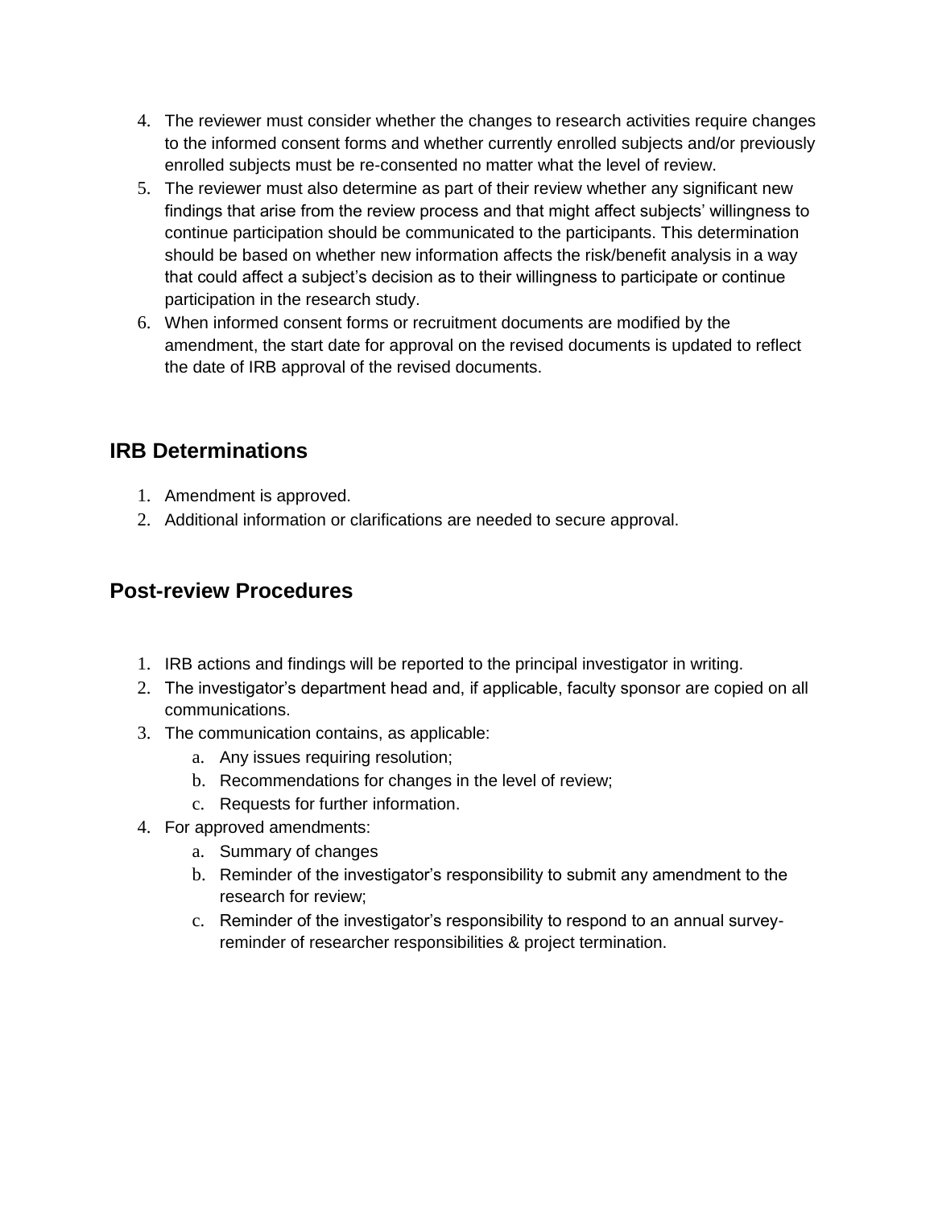4. The reviewer must consider whether the changes to research activities require changes to the informed consent forms and whether currently enrolled subjects and/or previously enrolled subjects must be re-consented no matter what the level of review.
5. The reviewer must also determine as part of their review whether any significant new findings that arise from the review process and that might affect subjects' willingness to continue participation should be communicated to the participants. This determination should be based on whether new information affects the risk/benefit analysis in a way that could affect a subject's decision as to their willingness to participate or continue participation in the research study.
6. When informed consent forms or recruitment documents are modified by the amendment, the start date for approval on the revised documents is updated to reflect the date of IRB approval of the revised documents.

## IRB Determinations

1. Amendment is approved.
2. Additional information or clarifications are needed to secure approval.

## Post-review Procedures

1. IRB actions and findings will be reported to the principal investigator in writing.
2. The investigator's department head and, if applicable, faculty sponsor are copied on all communications.
3. The communication contains, as applicable:
   a. Any issues requiring resolution;
   b. Recommendations for changes in the level of review;
   c. Requests for further information.
4. For approved amendments:
   a. Summary of changes
   b. Reminder of the investigator's responsibility to submit any amendment to the research for review;
   c. Reminder of the investigator's responsibility to respond to an annual survey-reminder of researcher responsibilities & project termination.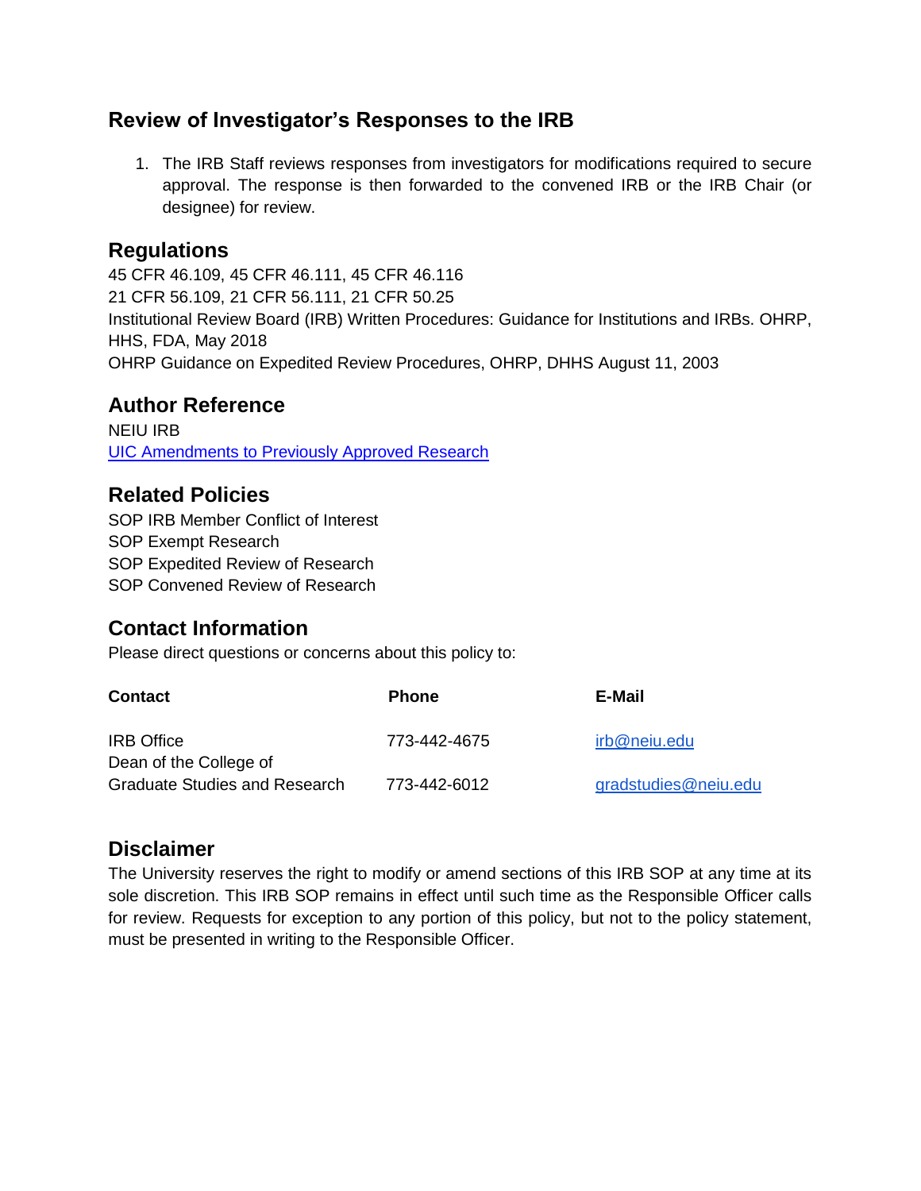## Review of Investigator's Responses to the IRB

1. The IRB Staff reviews responses from investigators for modifications required to secure approval. The response is then forwarded to the convened IRB or the IRB Chair (or designee) for review.

## Regulations

45 CFR 46.109, 45 CFR 46.111, 45 CFR 46.116
21 CFR 56.109, 21 CFR 56.111, 21 CFR 50.25
Institutional Review Board (IRB) Written Procedures: Guidance for Institutions and IRBs. OHRP, HHS, FDA, May 2018
OHRP Guidance on Expedited Review Procedures, OHRP, DHHS August 11, 2003

## Author Reference

NEIU IRB
[UIC Amendments to Previously Approved Research]

## Related Policies

SOP IRB Member Conflict of Interest
SOP Exempt Research
SOP Expedited Review of Research
SOP Convened Review of Research

## Contact Information

Please direct questions or concerns about this policy to:

| Contact | Phone | E-Mail |
| --- | --- | --- |
| IRB Office | 773-442-4675 | irb@neiu.edu |
| Dean of the College of Graduate Studies and Research | 773-442-6012 | gradstudies@neiu.edu |

## Disclaimer

The University reserves the right to modify or amend sections of this IRB SOP at any time at its sole discretion. This IRB SOP remains in effect until such time as the Responsible Officer calls for review. Requests for exception to any portion of this policy, but not to the policy statement, must be presented in writing to the Responsible Officer.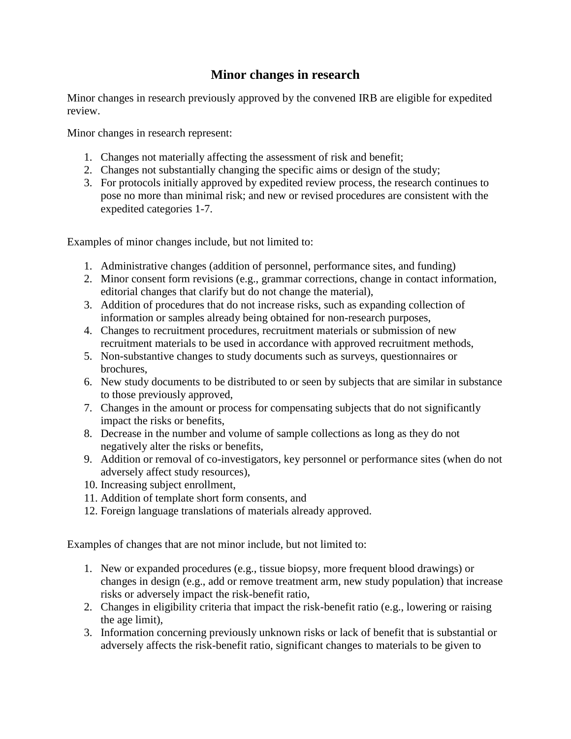## Minor changes in research

Minor changes in research previously approved by the convened IRB are eligible for expedited review.

Minor changes in research represent:

1. Changes not materially affecting the assessment of risk and benefit;
2. Changes not substantially changing the specific aims or design of the study;
3. For protocols initially approved by expedited review process, the research continues to pose no more than minimal risk; and new or revised procedures are consistent with the expedited categories 1-7.

Examples of minor changes include, but not limited to:

1. Administrative changes (addition of personnel, performance sites, and funding)
2. Minor consent form revisions (e.g., grammar corrections, change in contact information, editorial changes that clarify but do not change the material),
3. Addition of procedures that do not increase risks, such as expanding collection of information or samples already being obtained for non-research purposes,
4. Changes to recruitment procedures, recruitment materials or submission of new recruitment materials to be used in accordance with approved recruitment methods,
5. Non-substantive changes to study documents such as surveys, questionnaires or brochures,
6. New study documents to be distributed to or seen by subjects that are similar in substance to those previously approved,
7. Changes in the amount or process for compensating subjects that do not significantly impact the risks or benefits,
8. Decrease in the number and volume of sample collections as long as they do not negatively alter the risks or benefits,
9. Addition or removal of co-investigators, key personnel or performance sites (when do not adversely affect study resources),
10. Increasing subject enrollment,
11. Addition of template short form consents, and
12. Foreign language translations of materials already approved.

Examples of changes that are not minor include, but not limited to:

1. New or expanded procedures (e.g., tissue biopsy, more frequent blood drawings) or changes in design (e.g., add or remove treatment arm, new study population) that increase risks or adversely impact the risk-benefit ratio,
2. Changes in eligibility criteria that impact the risk-benefit ratio (e.g., lowering or raising the age limit),
3. Information concerning previously unknown risks or lack of benefit that is substantial or adversely affects the risk-benefit ratio, significant changes to materials to be given to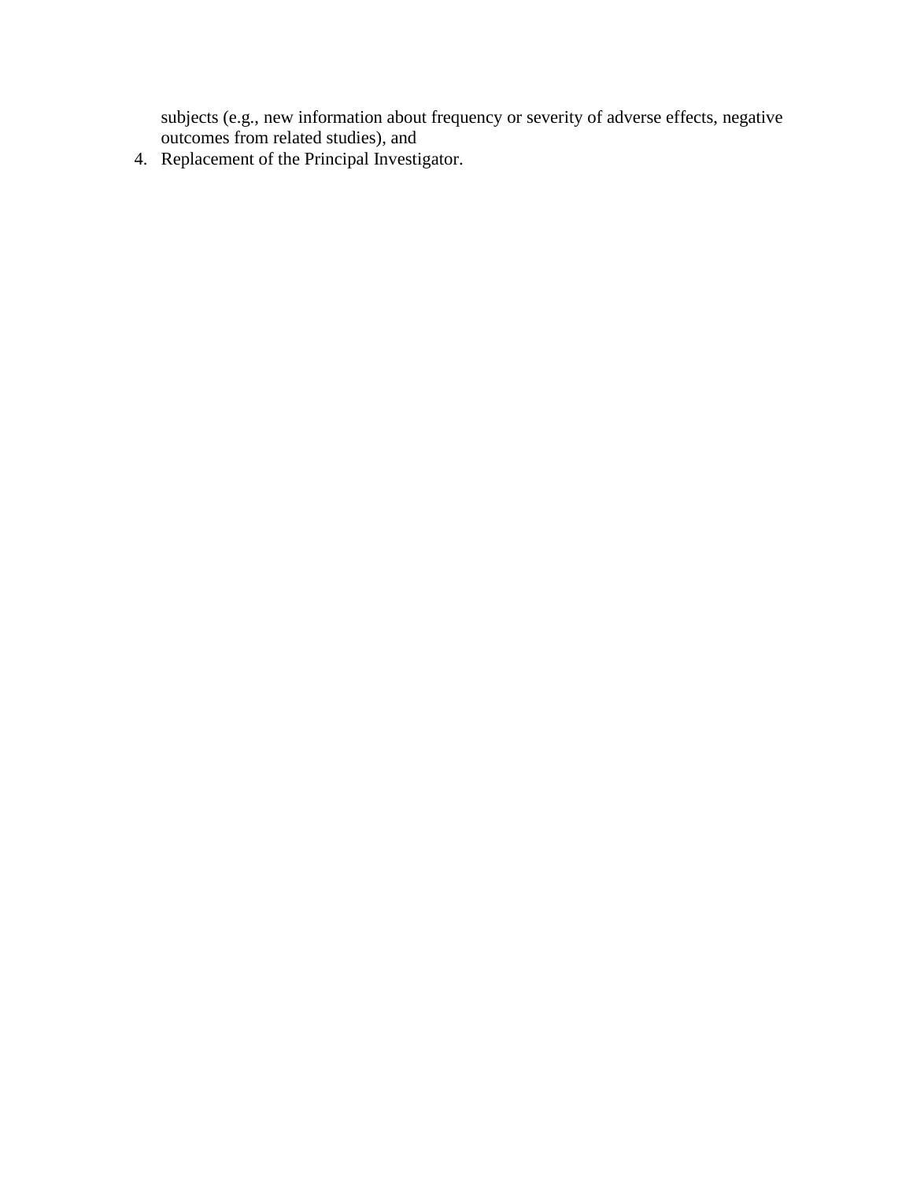subjects (e.g., new information about frequency or severity of adverse effects, negative outcomes from related studies), and

4. Replacement of the Principal Investigator.